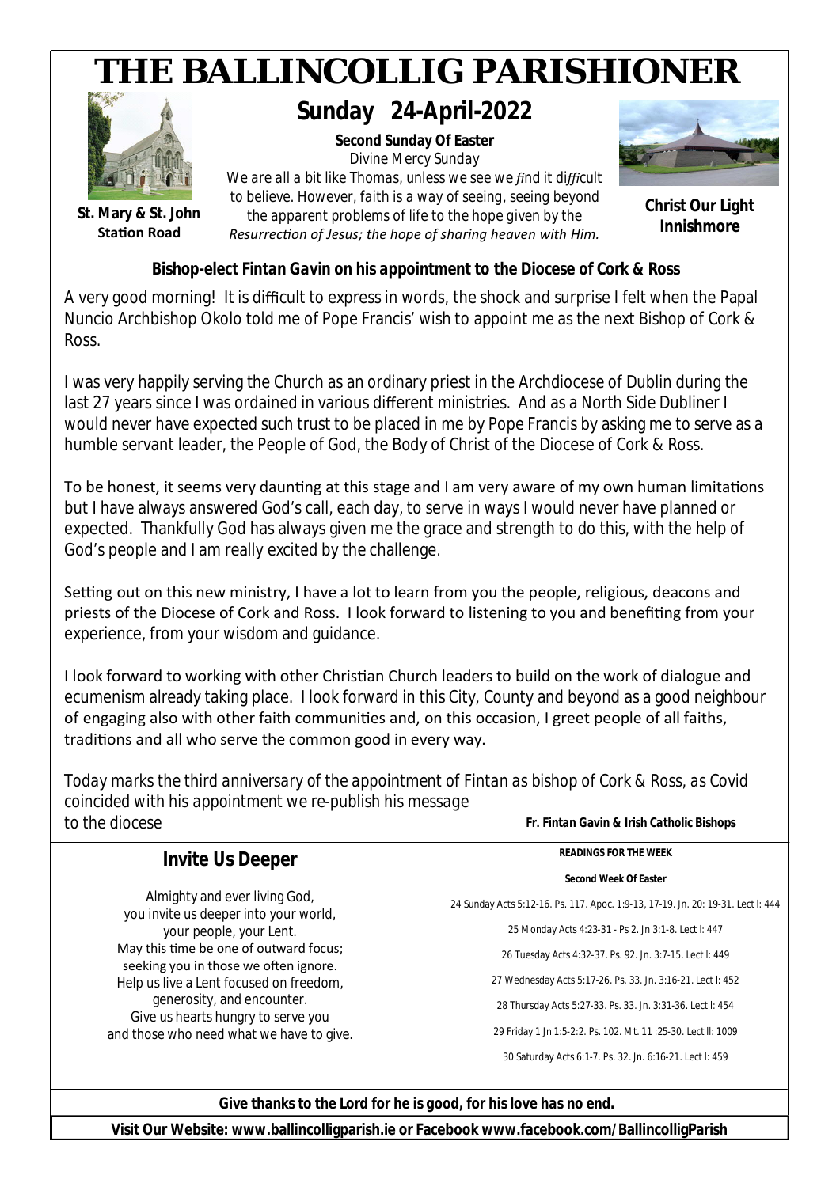# THE BALLINCOLLIG PARISHIONER

**St. Mary & St. John**
**Station Road**

## Sunday 24-April-2022

**Second Sunday Of Easter**

Divine Mercy Sunday

We are all a bit like Thomas, unless we see we find it difficult to believe. However, faith is a way of seeing, seeing beyond the apparent problems of life to the hope given by the Resurrection of Jesus; the hope of sharing heaven with Him.

**Christ Our Light**
**Innishmore**

### *Bishop-elect Fintan Gavin on his appointment to the Diocese of Cork & Ross*

A very good morning! It is difficult to express in words, the shock and surprise I felt when the Papal Nuncio Archbishop Okolo told me of Pope Francis' wish to appoint me as the next Bishop of Cork & Ross.

I was very happily serving the Church as an ordinary priest in the Archdiocese of Dublin during the last 27 years since I was ordained in various different ministries. And as a North Side Dubliner I would never have expected such trust to be placed in me by Pope Francis by asking me to serve as a humble servant leader, the People of God, the Body of Christ of the Diocese of Cork & Ross.

To be honest, it seems very daunting at this stage and I am very aware of my own human limitations but I have always answered God's call, each day, to serve in ways I would never have planned or expected. Thankfully God has always given me the grace and strength to do this, with the help of God's people and I am really excited by the challenge.

Setting out on this new ministry, I have a lot to learn from you the people, religious, deacons and priests of the Diocese of Cork and Ross. I look forward to listening to you and benefiting from your experience, from your wisdom and guidance.

I look forward to working with other Christian Church leaders to build on the work of dialogue and ecumenism already taking place. I look forward in this City, County and beyond as a good neighbour of engaging also with other faith communities and, on this occasion, I greet people of all faiths, traditions and all who serve the common good in every way.

*Today marks the third anniversary of the appointment of Fintan as bishop of Cork & Ross, as Covid coincided with his appointment we re-publish his message to the diocese*

***Fr. Fintan Gavin & Irish Catholic Bishops***

### Invite Us Deeper

Almighty and ever living God,
you invite us deeper into your world,
your people, your Lent.
May this time be one of outward focus;
seeking you in those we often ignore.
Help us live a Lent focused on freedom,
generosity, and encounter.
Give us hearts hungry to serve you
and those who need what we have to give.

**READINGS FOR THE WEEK**

**Second Week Of Easter**

24 Sunday Acts 5:12-16. Ps. 117. Apoc. 1:9-13, 17-19. Jn. 20: 19-31. Lect I: 444

25 Monday Acts 4:23-31 - Ps 2. Jn 3:1-8. Lect I: 447

26 Tuesday Acts 4:32-37. Ps. 92. Jn. 3:7-15. Lect I: 449

27 Wednesday Acts 5:17-26. Ps. 33. Jn. 3:16-21. Lect I: 452

28 Thursday Acts 5:27-33. Ps. 33. Jn. 3:31-36. Lect I: 454

29 Friday 1 Jn 1:5-2:2. Ps. 102. Mt. 11 :25-30. Lect II: 1009

30 Saturday Acts 6:1-7. Ps. 32. Jn. 6:16-21. Lect I: 459

**Give thanks to the Lord for he is good, for his love has no end.**

**Visit Our Website: www.ballincolligparish.ie or Facebook www.facebook.com/BallincolligParish**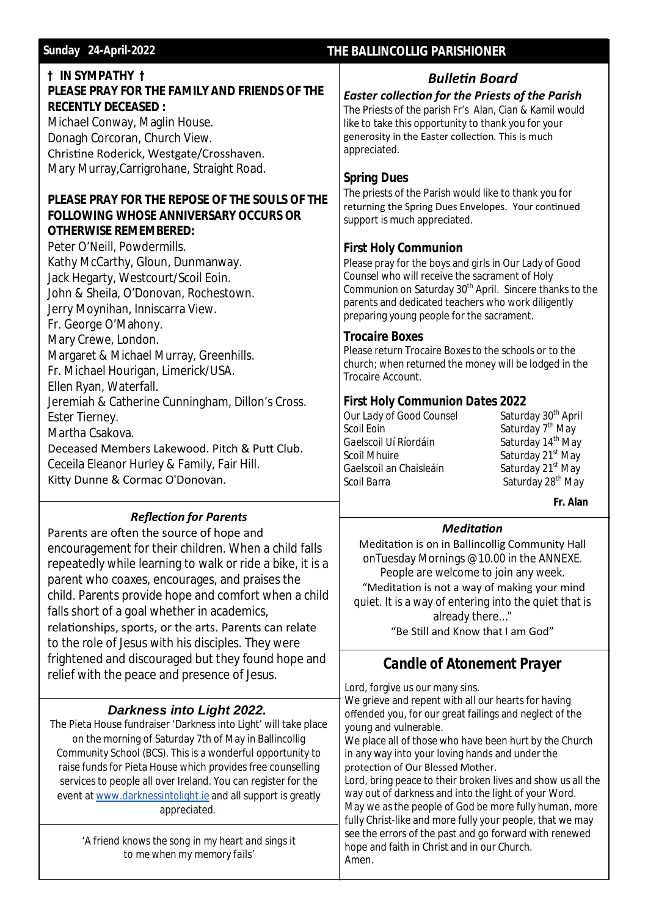# THE BALLINCOLLIG PARISHIONER

**Sunday 24-April-2022**

**† IN SYMPATHY †**

**PLEASE PRAY FOR THE FAMILY AND FRIENDS OF THE RECENTLY DECEASED :**

Michael Conway, Maglin House.
Donagh Corcoran, Church View.
Christine Roderick, Westgate/Crosshaven.
Mary Murray,Carrigrohane, Straight Road.

**PLEASE PRAY FOR THE REPOSE OF THE SOULS OF THE FOLLOWING WHOSE ANNIVERSARY OCCURS OR OTHERWISE REMEMBERED:**

Peter O'Neill, Powdermills.
Kathy McCarthy, Gloun, Dunmanway.
Jack Hegarty, Westcourt/Scoil Eoin.
John & Sheila, O'Donovan, Rochestown.
Jerry Moynihan, Inniscarra View.
Fr. George O'Mahony.
Mary Crewe, London.
Margaret & Michael Murray, Greenhills.
Fr. Michael Hourigan, Limerick/USA.
Ellen Ryan, Waterfall.
Jeremiah & Catherine Cunningham, Dillon's Cross.
Ester Tierney.
Martha Csakova.
Deceased Members Lakewood. Pitch & Putt Club.
Ceceila Eleanor Hurley & Family, Fair Hill.
Kitty Dunne & Cormac O'Donovan.

### *Reflection for Parents*

Parents are often the source of hope and encouragement for their children. When a child falls repeatedly while learning to walk or ride a bike, it is a parent who coaxes, encourages, and praises the child. Parents provide hope and comfort when a child falls short of a goal whether in academics, relationships, sports, or the arts. Parents can relate to the role of Jesus with his disciples. They were frightened and discouraged but they found hope and relief with the peace and presence of Jesus.

### *Darkness into Light 2022.*

The Pieta House fundraiser 'Darkness into Light' will take place on the morning of Saturday 7th of May in Ballincollig Community School (BCS). This is a wonderful opportunity to raise funds for Pieta House which provides free counselling services to people all over Ireland. You can register for the event at www.darknessintolight.ie and all support is greatly appreciated.

'A friend knows the song in my heart and sings it to me when my memory fails'

## *Bulletin Board*

### *Easter collection for the Priests of the Parish*

The Priests of the parish Fr's Alan, Cian & Kamil would like to take this opportunity to thank you for your generosity in the Easter collection. This is much appreciated.

### Spring Dues

The priests of the Parish would like to thank you for returning the Spring Dues Envelopes. Your continued support is much appreciated.

### First Holy Communion

Please pray for the boys and girls in Our Lady of Good Counsel who will receive the sacrament of Holy Communion on Saturday 30th April. Sincere thanks to the parents and dedicated teachers who work diligently preparing young people for the sacrament.

### Trocaire Boxes

Please return Trocaire Boxes to the schools or to the church; when returned the money will be lodged in the Trocaire Account.

### First Holy Communion Dates 2022

| | |
|---|---|
| Our Lady of Good Counsel | Saturday 30th April |
| Scoil Eoin | Saturday 7th May |
| Gaelscoil Uí Ríordáin | Saturday 14th May |
| Scoil Mhuire | Saturday 21st May |
| Gaelscoil an Chaisleáin | Saturday 21st May |
| Scoil Barra | Saturday 28th May |

**Fr. Alan**

### *Meditation*

Meditation is on in Ballincollig Community Hall onTuesday Mornings @10.00 in the ANNEXE. People are welcome to join any week.
"Meditation is not a way of making your mind quiet. It is a way of entering into the quiet that is already there..."
"Be Still and Know that I am God"

## Candle of Atonement Prayer

Lord, forgive us our many sins.
We grieve and repent with all our hearts for having offended you, for our great failings and neglect of the young and vulnerable.
We place all of those who have been hurt by the Church in any way into your loving hands and under the protection of Our Blessed Mother.
Lord, bring peace to their broken lives and show us all the way out of darkness and into the light of your Word.
May we as the people of God be more fully human, more fully Christ-like and more fully your people, that we may see the errors of the past and go forward with renewed hope and faith in Christ and in our Church.
Amen.